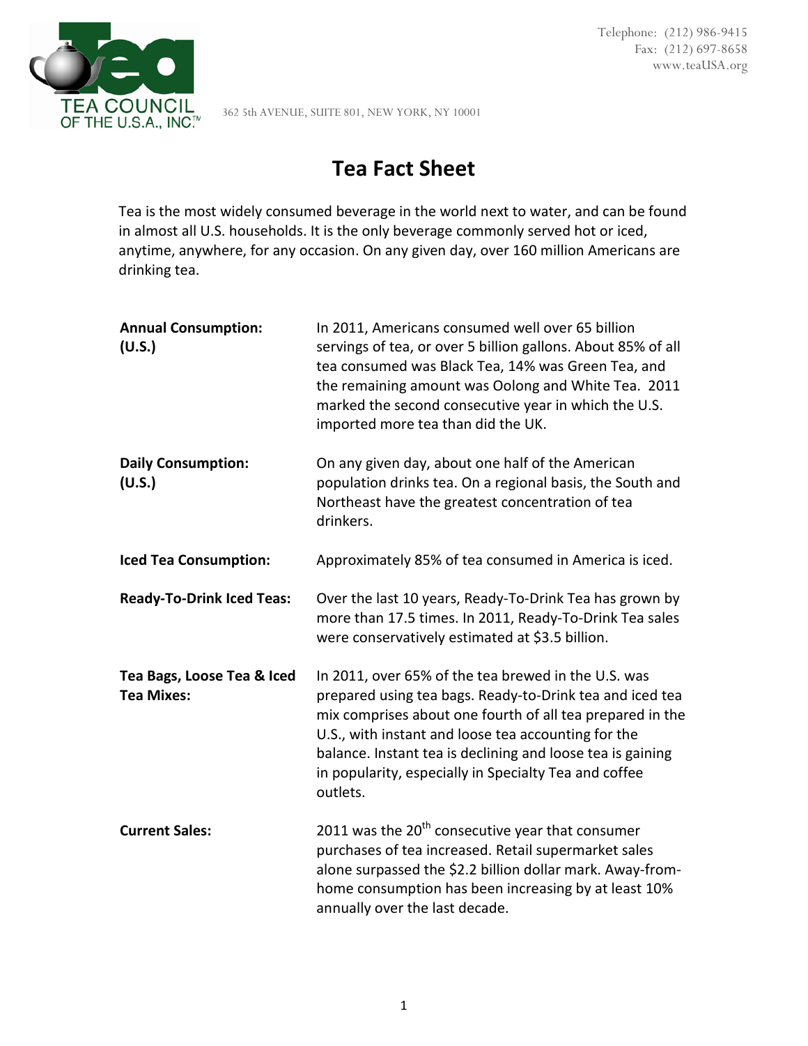TEA COUNCIL OF THE U.S.A., INC.™

362 5th AVENUE, SUITE 801, NEW YORK, NY 10001

Telephone: (212) 986-9415
Fax: (212) 697-8658
www.teaUSA.org

# Tea Fact Sheet

Tea is the most widely consumed beverage in the world next to water, and can be found in almost all U.S. households. It is the only beverage commonly served hot or iced, anytime, anywhere, for any occasion. On any given day, over 160 million Americans are drinking tea.

**Annual Consumption: (U.S.)**

In 2011, Americans consumed well over 65 billion servings of tea, or over 5 billion gallons. About 85% of all tea consumed was Black Tea, 14% was Green Tea, and the remaining amount was Oolong and White Tea. 2011 marked the second consecutive year in which the U.S. imported more tea than did the UK.

**Daily Consumption: (U.S.)**

On any given day, about one half of the American population drinks tea. On a regional basis, the South and Northeast have the greatest concentration of tea drinkers.

**Iced Tea Consumption:**

Approximately 85% of tea consumed in America is iced.

**Ready-To-Drink Iced Teas:**

Over the last 10 years, Ready-To-Drink Tea has grown by more than 17.5 times. In 2011, Ready-To-Drink Tea sales were conservatively estimated at $3.5 billion.

**Tea Bags, Loose Tea & Iced Tea Mixes:**

In 2011, over 65% of the tea brewed in the U.S. was prepared using tea bags. Ready-to-Drink tea and iced tea mix comprises about one fourth of all tea prepared in the U.S., with instant and loose tea accounting for the balance. Instant tea is declining and loose tea is gaining in popularity, especially in Specialty Tea and coffee outlets.

**Current Sales:**

2011 was the 20th consecutive year that consumer purchases of tea increased. Retail supermarket sales alone surpassed the $2.2 billion dollar mark. Away-from-home consumption has been increasing by at least 10% annually over the last decade.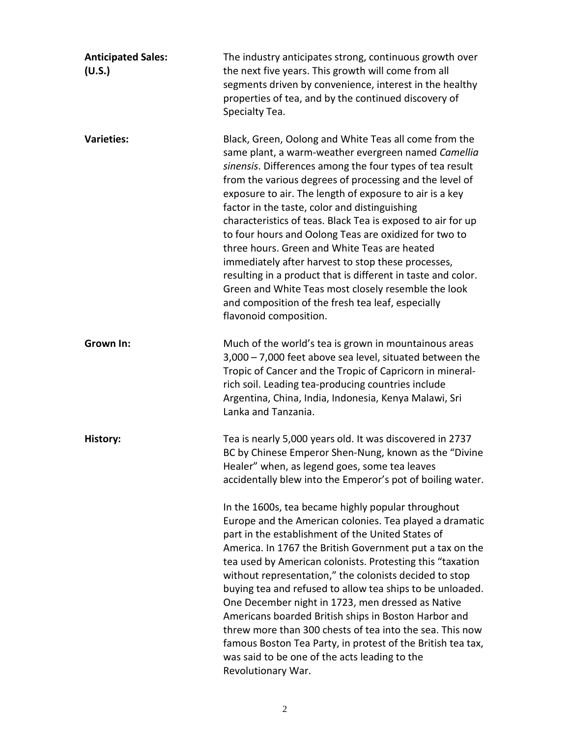**Anticipated Sales: (U.S.)**

The industry anticipates strong, continuous growth over the next five years. This growth will come from all segments driven by convenience, interest in the healthy properties of tea, and by the continued discovery of Specialty Tea.

**Varieties:**

Black, Green, Oolong and White Teas all come from the same plant, a warm-weather evergreen named *Camellia sinensis*. Differences among the four types of tea result from the various degrees of processing and the level of exposure to air. The length of exposure to air is a key factor in the taste, color and distinguishing characteristics of teas. Black Tea is exposed to air for up to four hours and Oolong Teas are oxidized for two to three hours. Green and White Teas are heated immediately after harvest to stop these processes, resulting in a product that is different in taste and color. Green and White Teas most closely resemble the look and composition of the fresh tea leaf, especially flavonoid composition.

**Grown In:**

Much of the world's tea is grown in mountainous areas 3,000 – 7,000 feet above sea level, situated between the Tropic of Cancer and the Tropic of Capricorn in mineral-rich soil. Leading tea-producing countries include Argentina, China, India, Indonesia, Kenya Malawi, Sri Lanka and Tanzania.

**History:**

Tea is nearly 5,000 years old. It was discovered in 2737 BC by Chinese Emperor Shen-Nung, known as the "Divine Healer" when, as legend goes, some tea leaves accidentally blew into the Emperor's pot of boiling water.

In the 1600s, tea became highly popular throughout Europe and the American colonies. Tea played a dramatic part in the establishment of the United States of America. In 1767 the British Government put a tax on the tea used by American colonists. Protesting this "taxation without representation," the colonists decided to stop buying tea and refused to allow tea ships to be unloaded. One December night in 1723, men dressed as Native Americans boarded British ships in Boston Harbor and threw more than 300 chests of tea into the sea. This now famous Boston Tea Party, in protest of the British tea tax, was said to be one of the acts leading to the Revolutionary War.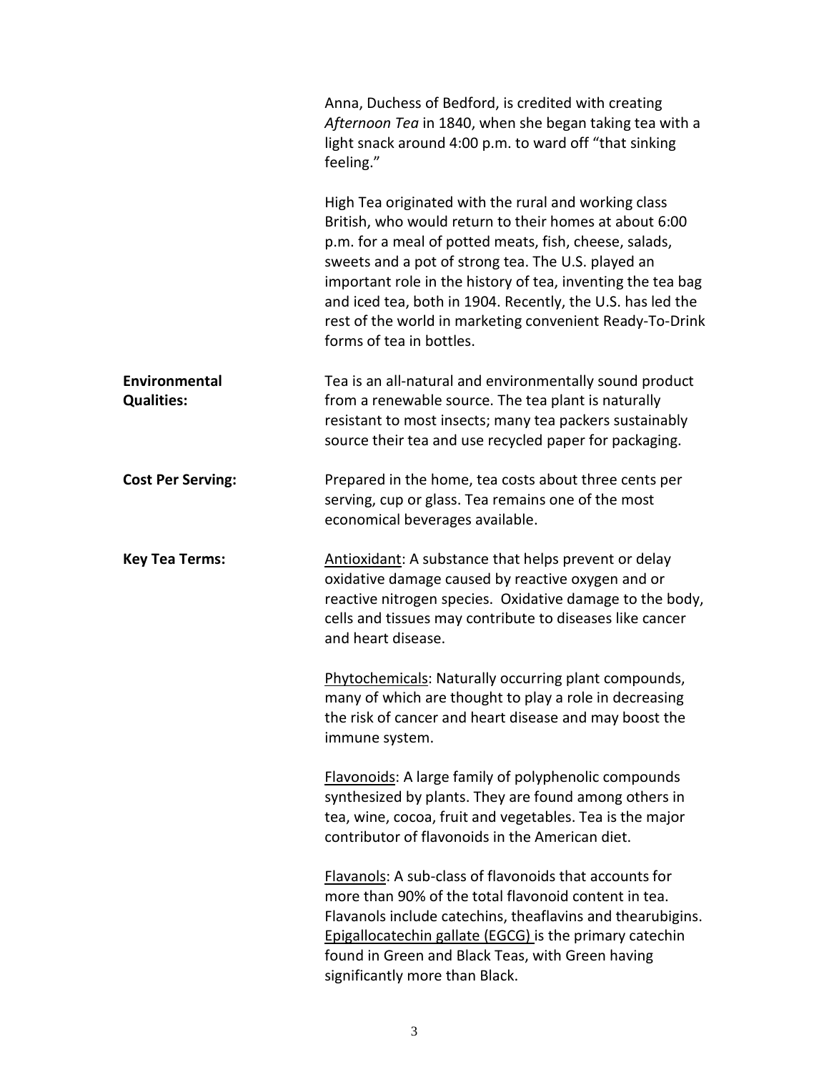Anna, Duchess of Bedford, is credited with creating *Afternoon Tea* in 1840, when she began taking tea with a light snack around 4:00 p.m. to ward off "that sinking feeling."

High Tea originated with the rural and working class British, who would return to their homes at about 6:00 p.m. for a meal of potted meats, fish, cheese, salads, sweets and a pot of strong tea. The U.S. played an important role in the history of tea, inventing the tea bag and iced tea, both in 1904. Recently, the U.S. has led the rest of the world in marketing convenient Ready-To-Drink forms of tea in bottles.

**Environmental Qualities:** Tea is an all-natural and environmentally sound product from a renewable source. The tea plant is naturally resistant to most insects; many tea packers sustainably source their tea and use recycled paper for packaging.

**Cost Per Serving:** Prepared in the home, tea costs about three cents per serving, cup or glass. Tea remains one of the most economical beverages available.

**Key Tea Terms:**

Antioxidant: A substance that helps prevent or delay oxidative damage caused by reactive oxygen and or reactive nitrogen species. Oxidative damage to the body, cells and tissues may contribute to diseases like cancer and heart disease.

Phytochemicals: Naturally occurring plant compounds, many of which are thought to play a role in decreasing the risk of cancer and heart disease and may boost the immune system.

Flavonoids: A large family of polyphenolic compounds synthesized by plants. They are found among others in tea, wine, cocoa, fruit and vegetables. Tea is the major contributor of flavonoids in the American diet.

Flavanols: A sub-class of flavonoids that accounts for more than 90% of the total flavonoid content in tea. Flavanols include catechins, theaflavins and thearubigins. Epigallocatechin gallate (EGCG) is the primary catechin found in Green and Black Teas, with Green having significantly more than Black.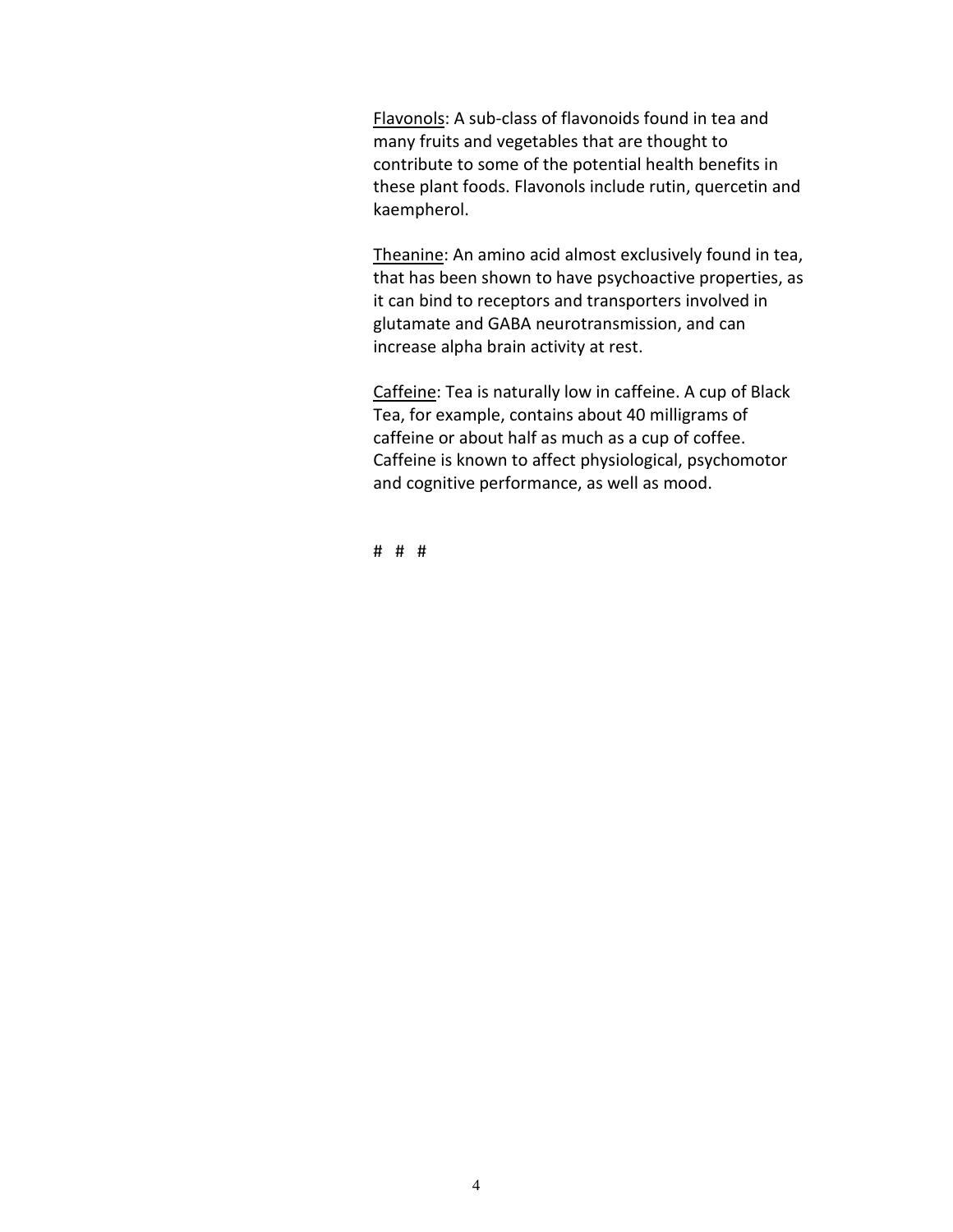<u>Flavonols</u>: A sub-class of flavonoids found in tea and many fruits and vegetables that are thought to contribute to some of the potential health benefits in these plant foods. Flavonols include rutin, quercetin and kaempherol.

<u>Theanine</u>: An amino acid almost exclusively found in tea, that has been shown to have psychoactive properties, as it can bind to receptors and transporters involved in glutamate and GABA neurotransmission, and can increase alpha brain activity at rest.

<u>Caffeine</u>: Tea is naturally low in caffeine. A cup of Black Tea, for example, contains about 40 milligrams of caffeine or about half as much as a cup of coffee. Caffeine is known to affect physiological, psychomotor and cognitive performance, as well as mood.

# # #